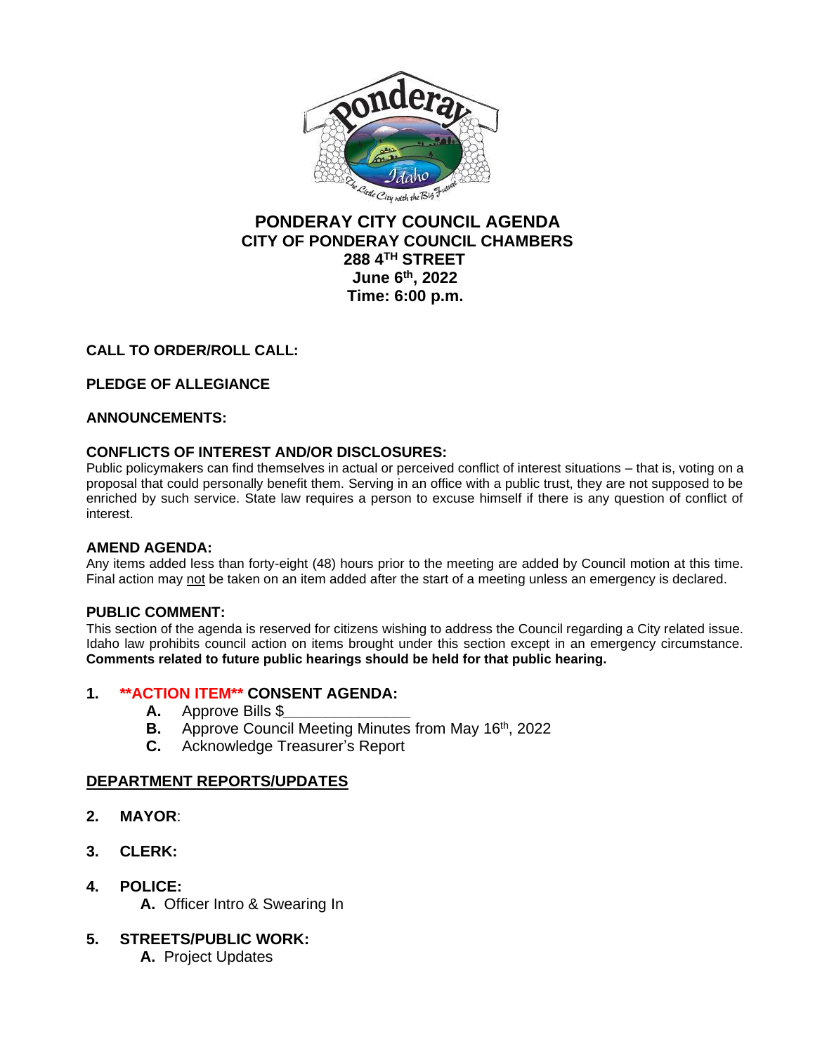# PONDERAY CITY COUNCIL AGENDA
## CITY OF PONDERAY COUNCIL CHAMBERS
## 288 4TH STREET
## June 6th, 2022
## Time: 6:00 p.m.

**CALL TO ORDER/ROLL CALL:**

**PLEDGE OF ALLEGIANCE**

**ANNOUNCEMENTS:**

**CONFLICTS OF INTEREST AND/OR DISCLOSURES:**
Public policymakers can find themselves in actual or perceived conflict of interest situations – that is, voting on a proposal that could personally benefit them. Serving in an office with a public trust, they are not supposed to be enriched by such service. State law requires a person to excuse himself if there is any question of conflict of interest.

**AMEND AGENDA:**
Any items added less than forty-eight (48) hours prior to the meeting are added by Council motion at this time. Final action may not be taken on an item added after the start of a meeting unless an emergency is declared.

**PUBLIC COMMENT:**
This section of the agenda is reserved for citizens wishing to address the Council regarding a City related issue. Idaho law prohibits council action on items brought under this section except in an emergency circumstance. **Comments related to future public hearings should be held for that public hearing.**

1. **\*\*ACTION ITEM\*\* CONSENT AGENDA:**
   - **A.** Approve Bills $_______________
   - **B.** Approve Council Meeting Minutes from May 16th, 2022
   - **C.** Acknowledge Treasurer's Report

**DEPARTMENT REPORTS/UPDATES**

2. **MAYOR**:

3. **CLERK:**

4. **POLICE:**
   - **A.** Officer Intro & Swearing In

5. **STREETS/PUBLIC WORK:**
   - **A.** Project Updates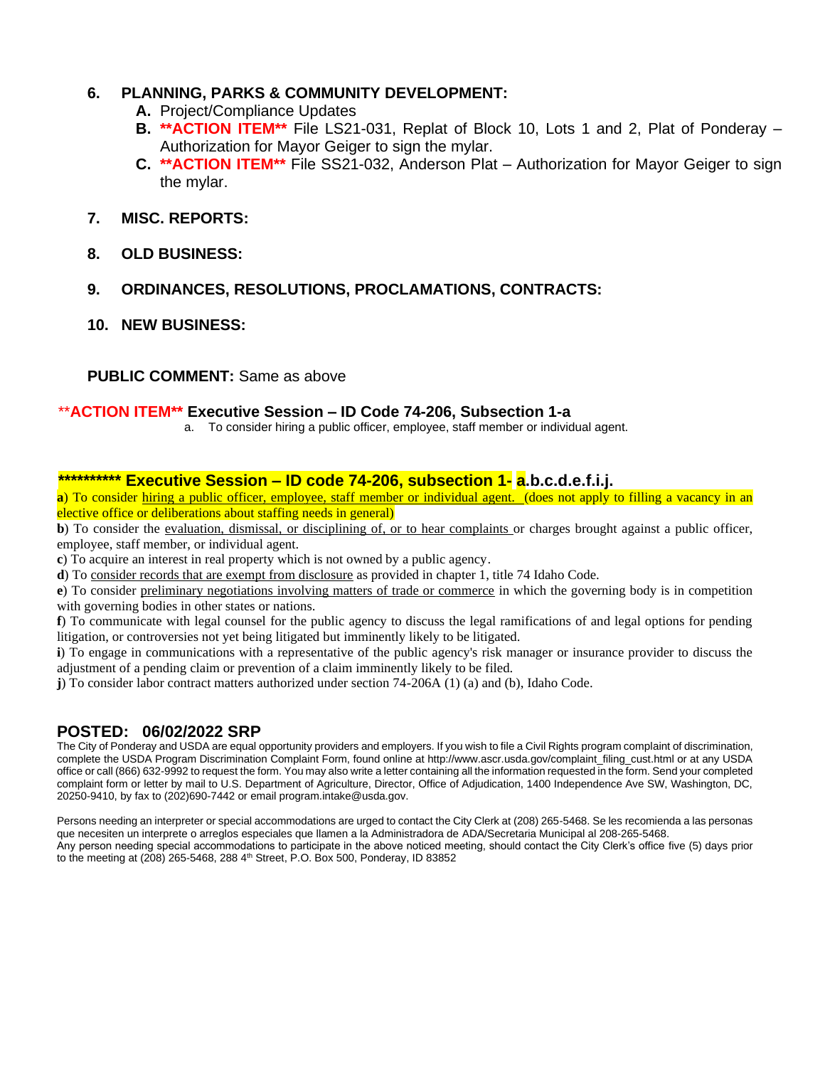6. **PLANNING, PARKS & COMMUNITY DEVELOPMENT:**
   - **A.** Project/Compliance Updates
   - **B.** **\*\*ACTION ITEM\*\*** File LS21-031, Replat of Block 10, Lots 1 and 2, Plat of Ponderay – Authorization for Mayor Geiger to sign the mylar.
   - **C.** **\*\*ACTION ITEM\*\*** File SS21-032, Anderson Plat – Authorization for Mayor Geiger to sign the mylar.

7. **MISC. REPORTS:**

8. **OLD BUSINESS:**

9. **ORDINANCES, RESOLUTIONS, PROCLAMATIONS, CONTRACTS:**

10. **NEW BUSINESS:**

**PUBLIC COMMENT:** Same as above

**\*\*ACTION ITEM\*\* Executive Session – ID Code 74-206, Subsection 1-a**

a. To consider hiring a public officer, employee, staff member or individual agent.

**\*\*\*\*\*\*\*\*\*\* Executive Session – ID code 74-206, subsection 1- a.b.c.d.e.f.i.j.**

**a**) To consider hiring a public officer, employee, staff member or individual agent. (does not apply to filling a vacancy in an elective office or deliberations about staffing needs in general)

**b**) To consider the evaluation, dismissal, or disciplining of, or to hear complaints or charges brought against a public officer, employee, staff member, or individual agent.

**c**) To acquire an interest in real property which is not owned by a public agency.

**d**) To consider records that are exempt from disclosure as provided in chapter 1, title 74 Idaho Code.

**e**) To consider preliminary negotiations involving matters of trade or commerce in which the governing body is in competition with governing bodies in other states or nations.

**f**) To communicate with legal counsel for the public agency to discuss the legal ramifications of and legal options for pending litigation, or controversies not yet being litigated but imminently likely to be litigated.

**i**) To engage in communications with a representative of the public agency's risk manager or insurance provider to discuss the adjustment of a pending claim or prevention of a claim imminently likely to be filed.

**j**) To consider labor contract matters authorized under section 74-206A (1) (a) and (b), Idaho Code.

## POSTED: 06/02/2022 SRP

The City of Ponderay and USDA are equal opportunity providers and employers. If you wish to file a Civil Rights program complaint of discrimination, complete the USDA Program Discrimination Complaint Form, found online at http://www.ascr.usda.gov/complaint_filing_cust.html or at any USDA office or call (866) 632-9992 to request the form. You may also write a letter containing all the information requested in the form. Send your completed complaint form or letter by mail to U.S. Department of Agriculture, Director, Office of Adjudication, 1400 Independence Ave SW, Washington, DC, 20250-9410, by fax to (202)690-7442 or email program.intake@usda.gov.

Persons needing an interpreter or special accommodations are urged to contact the City Clerk at (208) 265-5468. Se les recomienda a las personas que necesiten un interprete o arreglos especiales que llamen a la Administradora de ADA/Secretaria Municipal al 208-265-5468.
Any person needing special accommodations to participate in the above noticed meeting, should contact the City Clerk's office five (5) days prior to the meeting at (208) 265-5468, 288 4th Street, P.O. Box 500, Ponderay, ID 83852